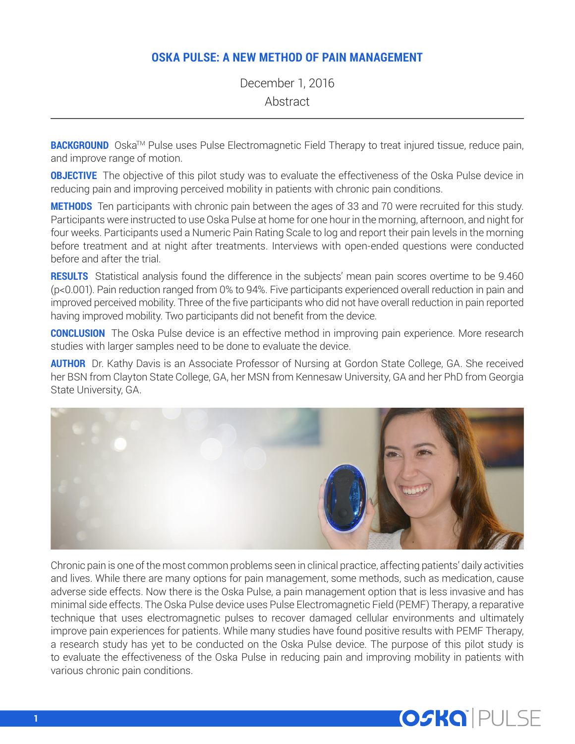# OSKA PULSE: A NEW METHOD OF PAIN MANAGEMENT

December 1, 2016

Abstract

---

**BACKGROUND** Oska™ Pulse uses Pulse Electromagnetic Field Therapy to treat injured tissue, reduce pain, and improve range of motion.

**OBJECTIVE** The objective of this pilot study was to evaluate the effectiveness of the Oska Pulse device in reducing pain and improving perceived mobility in patients with chronic pain conditions.

**METHODS** Ten participants with chronic pain between the ages of 33 and 70 were recruited for this study. Participants were instructed to use Oska Pulse at home for one hour in the morning, afternoon, and night for four weeks. Participants used a Numeric Pain Rating Scale to log and report their pain levels in the morning before treatment and at night after treatments. Interviews with open-ended questions were conducted before and after the trial.

**RESULTS** Statistical analysis found the difference in the subjects' mean pain scores overtime to be 9.460 ($p<0.001$). Pain reduction ranged from 0% to 94%. Five participants experienced overall reduction in pain and improved perceived mobility. Three of the five participants who did not have overall reduction in pain reported having improved mobility. Two participants did not benefit from the device.

**CONCLUSION** The Oska Pulse device is an effective method in improving pain experience. More research studies with larger samples need to be done to evaluate the device.

**AUTHOR** Dr. Kathy Davis is an Associate Professor of Nursing at Gordon State College, GA. She received her BSN from Clayton State College, GA, her MSN from Kennesaw University, GA and her PhD from Georgia State University, GA.

Chronic pain is one of the most common problems seen in clinical practice, affecting patients' daily activities and lives. While there are many options for pain management, some methods, such as medication, cause adverse side effects. Now there is the Oska Pulse, a pain management option that is less invasive and has minimal side effects. The Oska Pulse device uses Pulse Electromagnetic Field (PEMF) Therapy, a reparative technique that uses electromagnetic pulses to recover damaged cellular environments and ultimately improve pain experiences for patients. While many studies have found positive results with PEMF Therapy, a research study has yet to be conducted on the Oska Pulse device. The purpose of this pilot study is to evaluate the effectiveness of the Oska Pulse in reducing pain and improving mobility in patients with various chronic pain conditions.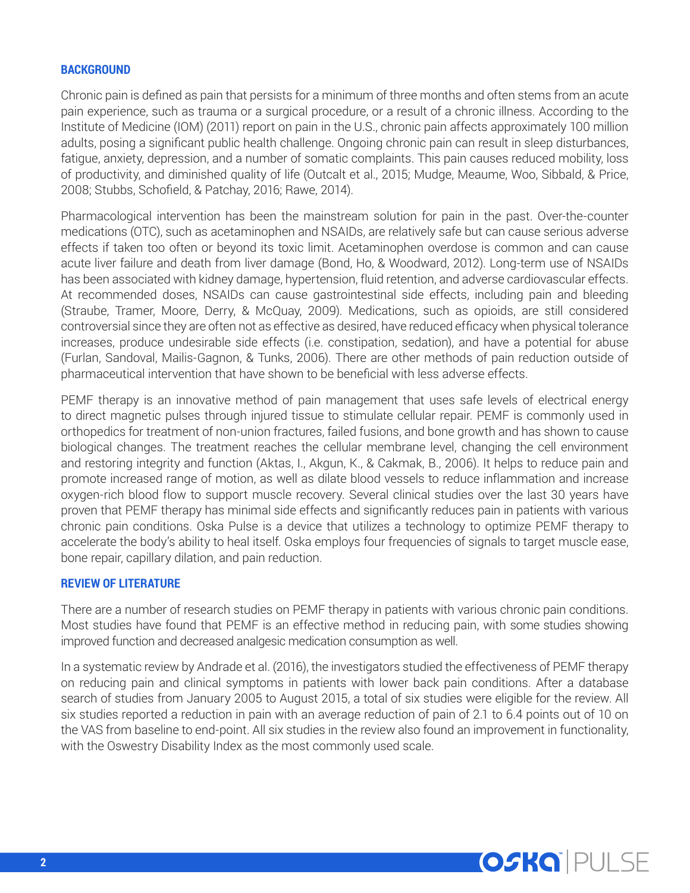## BACKGROUND

Chronic pain is defined as pain that persists for a minimum of three months and often stems from an acute pain experience, such as trauma or a surgical procedure, or a result of a chronic illness. According to the Institute of Medicine (IOM) (2011) report on pain in the U.S., chronic pain affects approximately 100 million adults, posing a significant public health challenge. Ongoing chronic pain can result in sleep disturbances, fatigue, anxiety, depression, and a number of somatic complaints. This pain causes reduced mobility, loss of productivity, and diminished quality of life (Outcalt et al., 2015; Mudge, Meaume, Woo, Sibbald, & Price, 2008; Stubbs, Schofield, & Patchay, 2016; Rawe, 2014).

Pharmacological intervention has been the mainstream solution for pain in the past. Over-the-counter medications (OTC), such as acetaminophen and NSAIDs, are relatively safe but can cause serious adverse effects if taken too often or beyond its toxic limit. Acetaminophen overdose is common and can cause acute liver failure and death from liver damage (Bond, Ho, & Woodward, 2012). Long-term use of NSAIDs has been associated with kidney damage, hypertension, fluid retention, and adverse cardiovascular effects. At recommended doses, NSAIDs can cause gastrointestinal side effects, including pain and bleeding (Straube, Tramer, Moore, Derry, & McQuay, 2009). Medications, such as opioids, are still considered controversial since they are often not as effective as desired, have reduced efficacy when physical tolerance increases, produce undesirable side effects (i.e. constipation, sedation), and have a potential for abuse (Furlan, Sandoval, Mailis-Gagnon, & Tunks, 2006). There are other methods of pain reduction outside of pharmaceutical intervention that have shown to be beneficial with less adverse effects.

PEMF therapy is an innovative method of pain management that uses safe levels of electrical energy to direct magnetic pulses through injured tissue to stimulate cellular repair. PEMF is commonly used in orthopedics for treatment of non-union fractures, failed fusions, and bone growth and has shown to cause biological changes. The treatment reaches the cellular membrane level, changing the cell environment and restoring integrity and function (Aktas, I., Akgun, K., & Cakmak, B., 2006). It helps to reduce pain and promote increased range of motion, as well as dilate blood vessels to reduce inflammation and increase oxygen-rich blood flow to support muscle recovery. Several clinical studies over the last 30 years have proven that PEMF therapy has minimal side effects and significantly reduces pain in patients with various chronic pain conditions. Oska Pulse is a device that utilizes a technology to optimize PEMF therapy to accelerate the body's ability to heal itself. Oska employs four frequencies of signals to target muscle ease, bone repair, capillary dilation, and pain reduction.

## REVIEW OF LITERATURE

There are a number of research studies on PEMF therapy in patients with various chronic pain conditions. Most studies have found that PEMF is an effective method in reducing pain, with some studies showing improved function and decreased analgesic medication consumption as well.

In a systematic review by Andrade et al. (2016), the investigators studied the effectiveness of PEMF therapy on reducing pain and clinical symptoms in patients with lower back pain conditions. After a database search of studies from January 2005 to August 2015, a total of six studies were eligible for the review. All six studies reported a reduction in pain with an average reduction of pain of 2.1 to 6.4 points out of 10 on the VAS from baseline to end-point. All six studies in the review also found an improvement in functionality, with the Oswestry Disability Index as the most commonly used scale.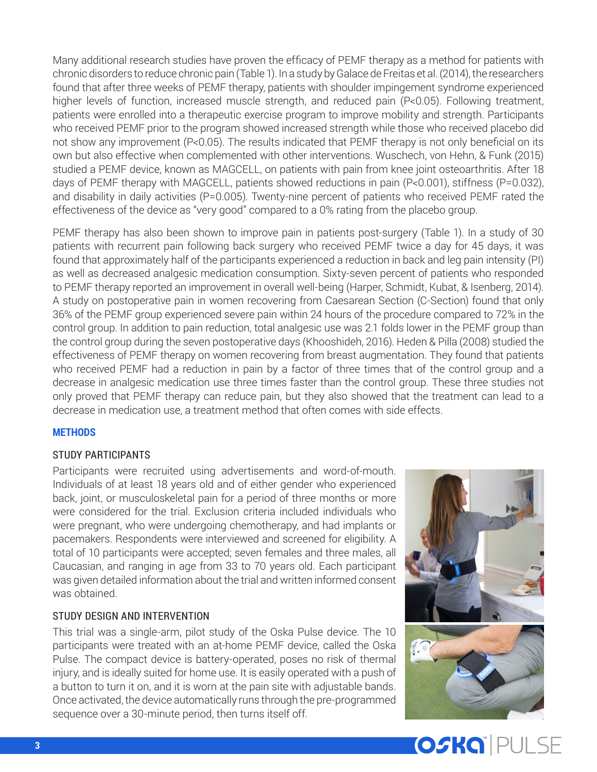Many additional research studies have proven the efficacy of PEMF therapy as a method for patients with chronic disorders to reduce chronic pain (Table 1). In a study by Galace de Freitas et al. (2014), the researchers found that after three weeks of PEMF therapy, patients with shoulder impingement syndrome experienced higher levels of function, increased muscle strength, and reduced pain ($P<0.05$). Following treatment, patients were enrolled into a therapeutic exercise program to improve mobility and strength. Participants who received PEMF prior to the program showed increased strength while those who received placebo did not show any improvement ($P<0.05$). The results indicated that PEMF therapy is not only beneficial on its own but also effective when complemented with other interventions. Wuschech, von Hehn, & Funk (2015) studied a PEMF device, known as MAGCELL, on patients with pain from knee joint osteoarthritis. After 18 days of PEMF therapy with MAGCELL, patients showed reductions in pain ($P<0.001$), stiffness ($P=0.032$), and disability in daily activities ($P=0.005$). Twenty-nine percent of patients who received PEMF rated the effectiveness of the device as "very good" compared to a 0% rating from the placebo group.

PEMF therapy has also been shown to improve pain in patients post-surgery (Table 1). In a study of 30 patients with recurrent pain following back surgery who received PEMF twice a day for 45 days, it was found that approximately half of the participants experienced a reduction in back and leg pain intensity (PI) as well as decreased analgesic medication consumption. Sixty-seven percent of patients who responded to PEMF therapy reported an improvement in overall well-being (Harper, Schmidt, Kubat, & Isenberg, 2014). A study on postoperative pain in women recovering from Caesarean Section (C-Section) found that only 36% of the PEMF group experienced severe pain within 24 hours of the procedure compared to 72% in the control group. In addition to pain reduction, total analgesic use was 2.1 folds lower in the PEMF group than the control group during the seven postoperative days (Khooshideh, 2016). Heden & Pilla (2008) studied the effectiveness of PEMF therapy on women recovering from breast augmentation. They found that patients who received PEMF had a reduction in pain by a factor of three times that of the control group and a decrease in analgesic medication use three times faster than the control group. These three studies not only proved that PEMF therapy can reduce pain, but they also showed that the treatment can lead to a decrease in medication use, a treatment method that often comes with side effects.

## METHODS

### STUDY PARTICIPANTS

Participants were recruited using advertisements and word-of-mouth. Individuals of at least 18 years old and of either gender who experienced back, joint, or musculoskeletal pain for a period of three months or more were considered for the trial. Exclusion criteria included individuals who were pregnant, who were undergoing chemotherapy, and had implants or pacemakers. Respondents were interviewed and screened for eligibility. A total of 10 participants were accepted; seven females and three males, all Caucasian, and ranging in age from 33 to 70 years old. Each participant was given detailed information about the trial and written informed consent was obtained.

### STUDY DESIGN AND INTERVENTION

This trial was a single-arm, pilot study of the Oska Pulse device. The 10 participants were treated with an at-home PEMF device, called the Oska Pulse. The compact device is battery-operated, poses no risk of thermal injury, and is ideally suited for home use. It is easily operated with a push of a button to turn it on, and it is worn at the pain site with adjustable bands. Once activated, the device automatically runs through the pre-programmed sequence over a 30-minute period, then turns itself off.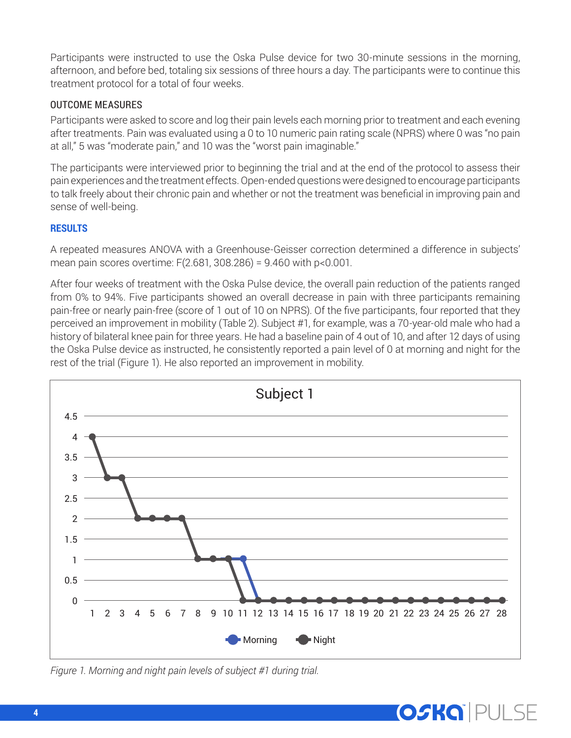Participants were instructed to use the Oska Pulse device for two 30-minute sessions in the morning, afternoon, and before bed, totaling six sessions of three hours a day. The participants were to continue this treatment protocol for a total of four weeks.

### OUTCOME MEASURES

Participants were asked to score and log their pain levels each morning prior to treatment and each evening after treatments. Pain was evaluated using a 0 to 10 numeric pain rating scale (NPRS) where 0 was "no pain at all," 5 was "moderate pain," and 10 was the "worst pain imaginable."

The participants were interviewed prior to beginning the trial and at the end of the protocol to assess their pain experiences and the treatment effects. Open-ended questions were designed to encourage participants to talk freely about their chronic pain and whether or not the treatment was beneficial in improving pain and sense of well-being.

## RESULTS

A repeated measures ANOVA with a Greenhouse-Geisser correction determined a difference in subjects' mean pain scores overtime: $F(2.681, 308.286) = 9.460$ with $p<0.001$.

After four weeks of treatment with the Oska Pulse device, the overall pain reduction of the patients ranged from 0% to 94%. Five participants showed an overall decrease in pain with three participants remaining pain-free or nearly pain-free (score of 1 out of 10 on NPRS). Of the five participants, four reported that they perceived an improvement in mobility (Table 2). Subject #1, for example, was a 70-year-old male who had a history of bilateral knee pain for three years. He had a baseline pain of 4 out of 10, and after 12 days of using the Oska Pulse device as instructed, he consistently reported a pain level of 0 at morning and night for the rest of the trial (Figure 1). He also reported an improvement in mobility.

*Figure 1. Morning and night pain levels of subject #1 during trial.*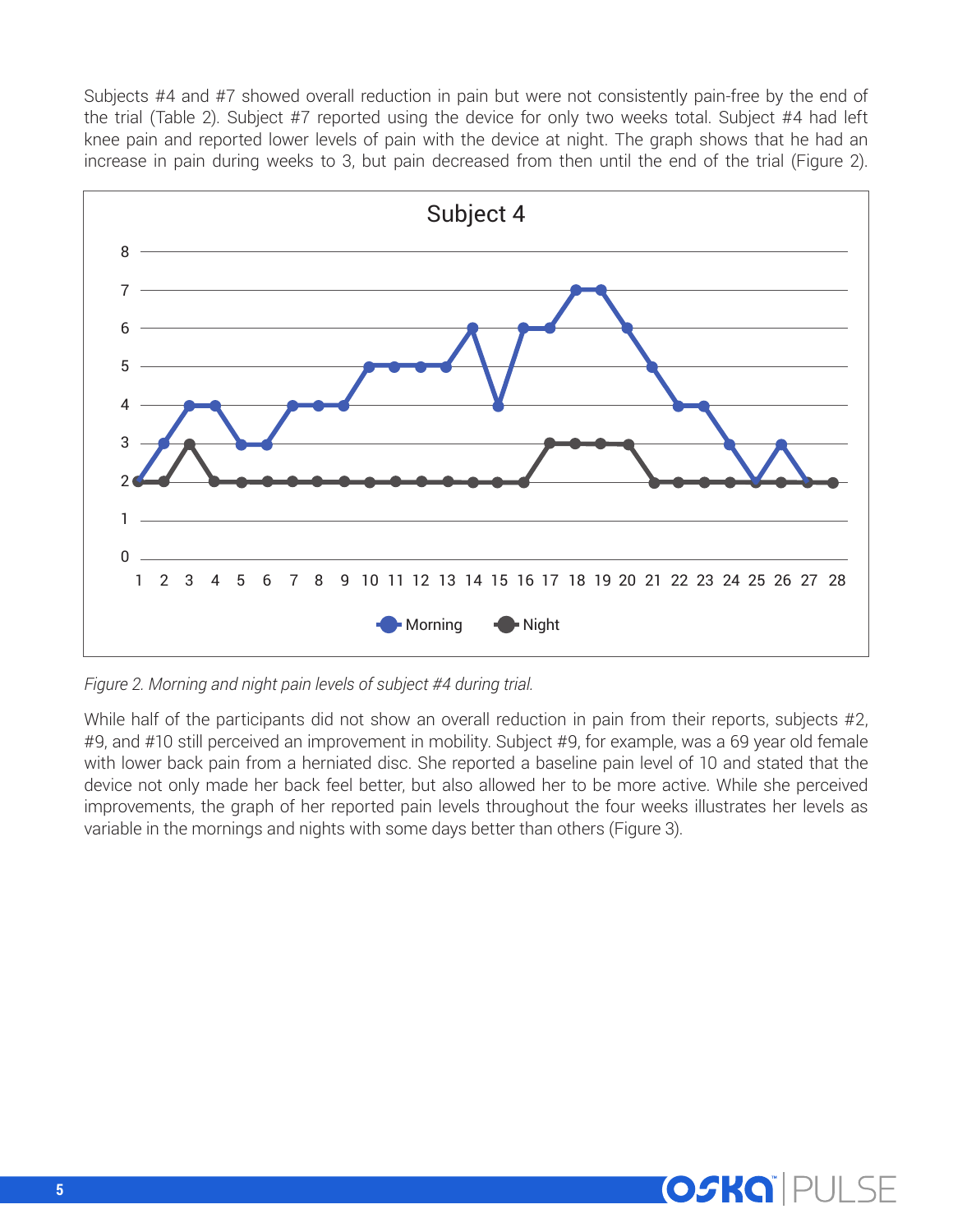Subjects #4 and #7 showed overall reduction in pain but were not consistently pain-free by the end of the trial (Table 2). Subject #7 reported using the device for only two weeks total. Subject #4 had left knee pain and reported lower levels of pain with the device at night. The graph shows that he had an increase in pain during weeks to 3, but pain decreased from then until the end of the trial (Figure 2).

*Figure 2. Morning and night pain levels of subject #4 during trial.*

While half of the participants did not show an overall reduction in pain from their reports, subjects #2, #9, and #10 still perceived an improvement in mobility. Subject #9, for example, was a 69 year old female with lower back pain from a herniated disc. She reported a baseline pain level of 10 and stated that the device not only made her back feel better, but also allowed her to be more active. While she perceived improvements, the graph of her reported pain levels throughout the four weeks illustrates her levels as variable in the mornings and nights with some days better than others (Figure 3).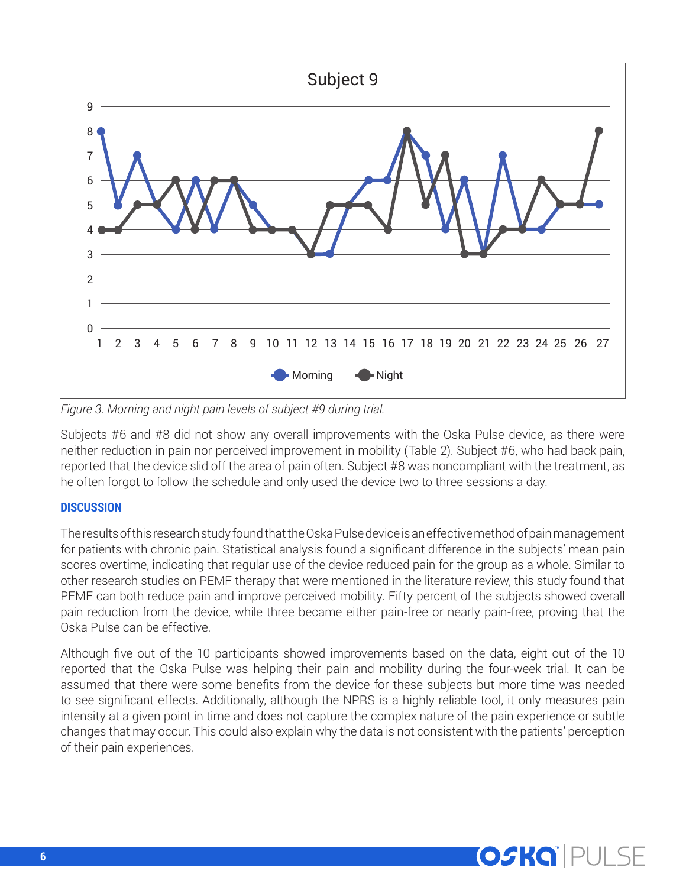Figure 3. Morning and night pain levels of subject #9 during trial.

Subjects #6 and #8 did not show any overall improvements with the Oska Pulse device, as there were neither reduction in pain nor perceived improvement in mobility (Table 2). Subject #6, who had back pain, reported that the device slid off the area of pain often. Subject #8 was noncompliant with the treatment, as he often forgot to follow the schedule and only used the device two to three sessions a day.

## DISCUSSION

The results of this research study found that the Oska Pulse device is an effective method of pain management for patients with chronic pain. Statistical analysis found a significant difference in the subjects' mean pain scores overtime, indicating that regular use of the device reduced pain for the group as a whole. Similar to other research studies on PEMF therapy that were mentioned in the literature review, this study found that PEMF can both reduce pain and improve perceived mobility. Fifty percent of the subjects showed overall pain reduction from the device, while three became either pain-free or nearly pain-free, proving that the Oska Pulse can be effective.

Although five out of the 10 participants showed improvements based on the data, eight out of the 10 reported that the Oska Pulse was helping their pain and mobility during the four-week trial. It can be assumed that there were some benefits from the device for these subjects but more time was needed to see significant effects. Additionally, although the NPRS is a highly reliable tool, it only measures pain intensity at a given point in time and does not capture the complex nature of the pain experience or subtle changes that may occur. This could also explain why the data is not consistent with the patients' perception of their pain experiences.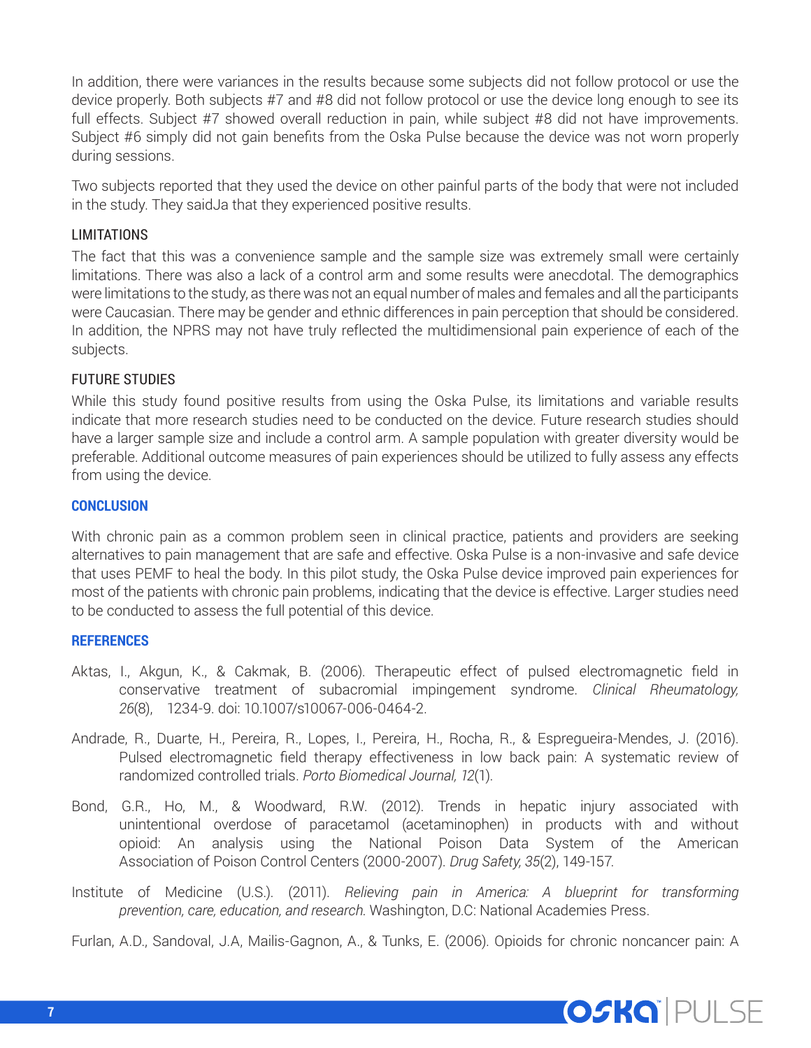In addition, there were variances in the results because some subjects did not follow protocol or use the device properly. Both subjects #7 and #8 did not follow protocol or use the device long enough to see its full effects. Subject #7 showed overall reduction in pain, while subject #8 did not have improvements. Subject #6 simply did not gain benefits from the Oska Pulse because the device was not worn properly during sessions.

Two subjects reported that they used the device on other painful parts of the body that were not included in the study. They saidJa that they experienced positive results.

### LIMITATIONS

The fact that this was a convenience sample and the sample size was extremely small were certainly limitations. There was also a lack of a control arm and some results were anecdotal. The demographics were limitations to the study, as there was not an equal number of males and females and all the participants were Caucasian. There may be gender and ethnic differences in pain perception that should be considered. In addition, the NPRS may not have truly reflected the multidimensional pain experience of each of the subjects.

### FUTURE STUDIES

While this study found positive results from using the Oska Pulse, its limitations and variable results indicate that more research studies need to be conducted on the device. Future research studies should have a larger sample size and include a control arm. A sample population with greater diversity would be preferable. Additional outcome measures of pain experiences should be utilized to fully assess any effects from using the device.

## CONCLUSION

With chronic pain as a common problem seen in clinical practice, patients and providers are seeking alternatives to pain management that are safe and effective. Oska Pulse is a non-invasive and safe device that uses PEMF to heal the body. In this pilot study, the Oska Pulse device improved pain experiences for most of the patients with chronic pain problems, indicating that the device is effective. Larger studies need to be conducted to assess the full potential of this device.

## REFERENCES

Aktas, I., Akgun, K., & Cakmak, B. (2006). Therapeutic effect of pulsed electromagnetic field in conservative treatment of subacromial impingement syndrome. *Clinical Rheumatology, 26*(8), 1234-9. doi: 10.1007/s10067-006-0464-2.

Andrade, R., Duarte, H., Pereira, R., Lopes, I., Pereira, H., Rocha, R., & Espregueira-Mendes, J. (2016). Pulsed electromagnetic field therapy effectiveness in low back pain: A systematic review of randomized controlled trials. *Porto Biomedical Journal, 12*(1).

Bond, G.R., Ho, M., & Woodward, R.W. (2012). Trends in hepatic injury associated with unintentional overdose of paracetamol (acetaminophen) in products with and without opioid: An analysis using the National Poison Data System of the American Association of Poison Control Centers (2000-2007). *Drug Safety, 35*(2), 149-157.

Institute of Medicine (U.S.). (2011). *Relieving pain in America: A blueprint for transforming prevention, care, education, and research.* Washington, D.C: National Academies Press.

Furlan, A.D., Sandoval, J.A, Mailis-Gagnon, A., & Tunks, E. (2006). Opioids for chronic noncancer pain: A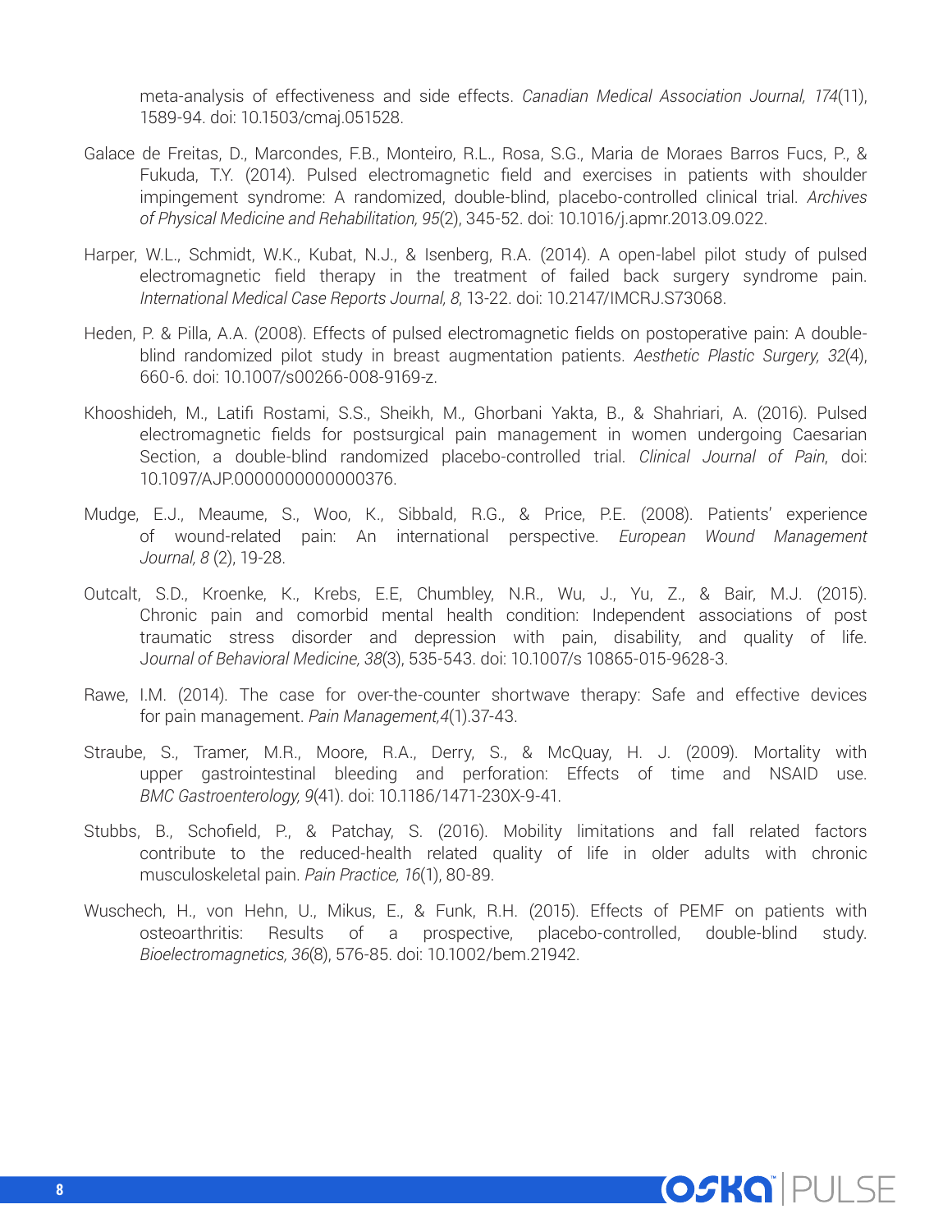meta-analysis of effectiveness and side effects. *Canadian Medical Association Journal, 174*(11), 1589-94. doi: 10.1503/cmaj.051528.

Galace de Freitas, D., Marcondes, F.B., Monteiro, R.L., Rosa, S.G., Maria de Moraes Barros Fucs, P., & Fukuda, T.Y. (2014). Pulsed electromagnetic field and exercises in patients with shoulder impingement syndrome: A randomized, double-blind, placebo-controlled clinical trial. *Archives of Physical Medicine and Rehabilitation, 95*(2), 345-52. doi: 10.1016/j.apmr.2013.09.022.

Harper, W.L., Schmidt, W.K., Kubat, N.J., & Isenberg, R.A. (2014). A open-label pilot study of pulsed electromagnetic field therapy in the treatment of failed back surgery syndrome pain. *International Medical Case Reports Journal, 8*, 13-22. doi: 10.2147/IMCRJ.S73068.

Heden, P. & Pilla, A.A. (2008). Effects of pulsed electromagnetic fields on postoperative pain: A double-blind randomized pilot study in breast augmentation patients. *Aesthetic Plastic Surgery, 32*(4), 660-6. doi: 10.1007/s00266-008-9169-z.

Khooshideh, M., Latifi Rostami, S.S., Sheikh, M., Ghorbani Yakta, B., & Shahriari, A. (2016). Pulsed electromagnetic fields for postsurgical pain management in women undergoing Caesarian Section, a double-blind randomized placebo-controlled trial. *Clinical Journal of Pain*, doi: 10.1097/AJP.0000000000000376.

Mudge, E.J., Meaume, S., Woo, K., Sibbald, R.G., & Price, P.E. (2008). Patients' experience of wound-related pain: An international perspective. *European Wound Management Journal, 8* (2), 19-28.

Outcalt, S.D., Kroenke, K., Krebs, E.E, Chumbley, N.R., Wu, J., Yu, Z., & Bair, M.J. (2015). Chronic pain and comorbid mental health condition: Independent associations of post traumatic stress disorder and depression with pain, disability, and quality of life. *Journal of Behavioral Medicine, 38*(3), 535-543. doi: 10.1007/s 10865-015-9628-3.

Rawe, I.M. (2014). The case for over-the-counter shortwave therapy: Safe and effective devices for pain management. *Pain Management,4*(1).37-43.

Straube, S., Tramer, M.R., Moore, R.A., Derry, S., & McQuay, H. J. (2009). Mortality with upper gastrointestinal bleeding and perforation: Effects of time and NSAID use. *BMC Gastroenterology, 9*(41). doi: 10.1186/1471-230X-9-41.

Stubbs, B., Schofield, P., & Patchay, S. (2016). Mobility limitations and fall related factors contribute to the reduced-health related quality of life in older adults with chronic musculoskeletal pain. *Pain Practice, 16*(1), 80-89.

Wuschech, H., von Hehn, U., Mikus, E., & Funk, R.H. (2015). Effects of PEMF on patients with osteoarthritis: Results of a prospective, placebo-controlled, double-blind study. *Bioelectromagnetics, 36*(8), 576-85. doi: 10.1002/bem.21942.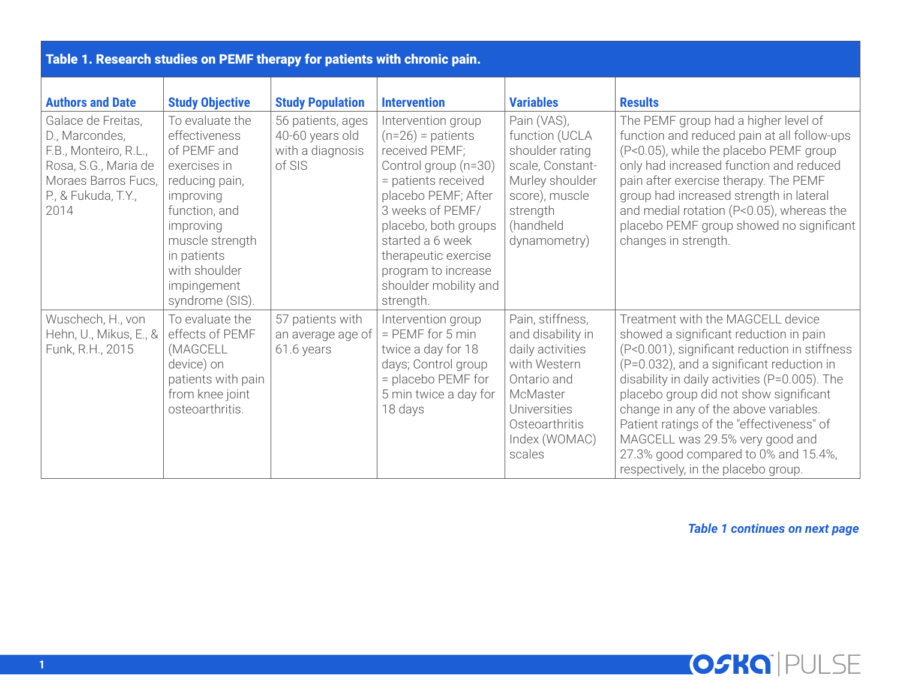**Table 1. Research studies on PEMF therapy for patients with chronic pain.**

| Authors and Date | Study Objective | Study Population | Intervention | Variables | Results |
|---|---|---|---|---|---|
| Galace de Freitas, D., Marcondes, F.B., Monteiro, R.L., Rosa, S.G., Maria de Moraes Barros Fucs, P., & Fukuda, T.Y., 2014 | To evaluate the effectiveness of PEMF and exercises in reducing pain, improving function, and improving muscle strength in patients with shoulder impingement syndrome (SIS). | 56 patients, ages 40-60 years old with a diagnosis of SIS | Intervention group (n=26) = patients received PEMF; Control group (n=30) = patients received placebo PEMF; After 3 weeks of PEMF/ placebo, both groups started a 6 week therapeutic exercise program to increase shoulder mobility and strength. | Pain (VAS), function (UCLA shoulder rating scale, Constant-Murley shoulder score), muscle strength (handheld dynamometry) | The PEMF group had a higher level of function and reduced pain at all follow-ups ($P<0.05$), while the placebo PEMF group only had increased function and reduced pain after exercise therapy. The PEMF group had increased strength in lateral and medial rotation ($P<0.05$), whereas the placebo PEMF group showed no significant changes in strength. |
| Wuschech, H., von Hehn, U., Mikus, E., & Funk, R.H., 2015 | To evaluate the effects of PEMF (MAGCELL device) on patients with pain from knee joint osteoarthritis. | 57 patients with an average age of 61.6 years | Intervention group = PEMF for 5 min twice a day for 18 days; Control group = placebo PEMF for 5 min twice a day for 18 days | Pain, stiffness, and disability in daily activities with Western Ontario and McMaster Universities Osteoarthritis Index (WOMAC) scales | Treatment with the MAGCELL device showed a significant reduction in pain ($P<0.001$), significant reduction in stiffness ($P=0.032$), and a significant reduction in disability in daily activities ($P=0.005$). The placebo group did not show significant change in any of the above variables. Patient ratings of the "effectiveness" of MAGCELL was 29.5% very good and 27.3% good compared to 0% and 15.4%, respectively, in the placebo group. |

***Table 1 continues on next page***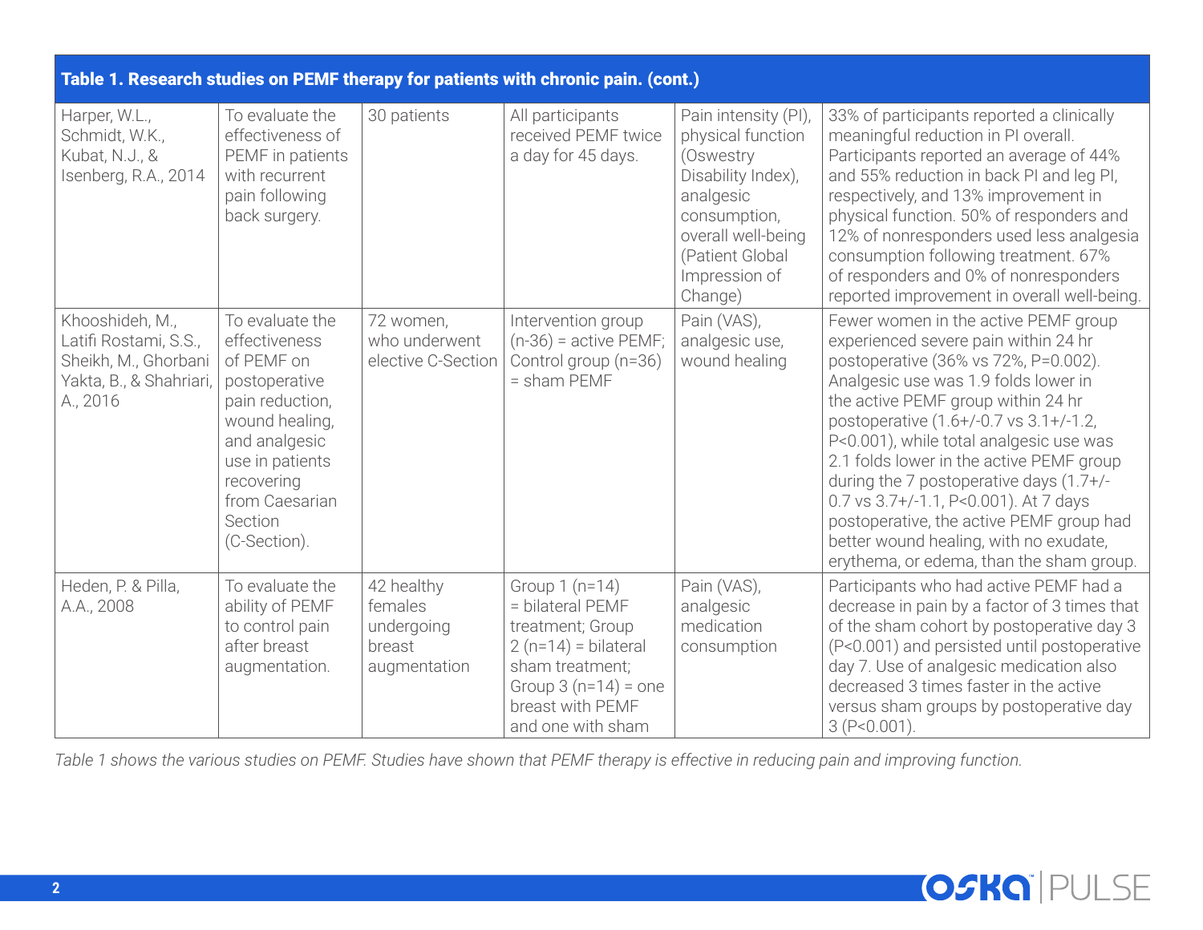**Table 1. Research studies on PEMF therapy for patients with chronic pain. (cont.)**

| | | | | | |
|---|---|---|---|---|---|
| Harper, W.L., Schmidt, W.K., Kubat, N.J., & Isenberg, R.A., 2014 | To evaluate the effectiveness of PEMF in patients with recurrent pain following back surgery. | 30 patients | All participants received PEMF twice a day for 45 days. | Pain intensity (PI), physical function (Oswestry Disability Index), analgesic consumption, overall well-being (Patient Global Impression of Change) | 33% of participants reported a clinically meaningful reduction in PI overall. Participants reported an average of 44% and 55% reduction in back PI and leg PI, respectively, and 13% improvement in physical function. 50% of responders and 12% of nonresponders used less analgesia consumption following treatment. 67% of responders and 0% of nonresponders reported improvement in overall well-being. |
| Khooshideh, M., Latifi Rostami, S.S., Sheikh, M., Ghorbani Yakta, B., & Shahriari, A., 2016 | To evaluate the effectiveness of PEMF on postoperative pain reduction, wound healing, and analgesic use in patients recovering from Caesarian Section (C-Section). | 72 women, who underwent elective C-Section | Intervention group (n-36) = active PEMF; Control group (n=36) = sham PEMF | Pain (VAS), analgesic use, wound healing | Fewer women in the active PEMF group experienced severe pain within 24 hr postoperative (36% vs 72%, P=0.002). Analgesic use was 1.9 folds lower in the active PEMF group within 24 hr postoperative (1.6+/-0.7 vs 3.1+/-1.2, P<0.001), while total analgesic use was 2.1 folds lower in the active PEMF group during the 7 postoperative days (1.7+/-0.7 vs 3.7+/-1.1, P<0.001). At 7 days postoperative, the active PEMF group had better wound healing, with no exudate, erythema, or edema, than the sham group. |
| Heden, P. & Pilla, A.A., 2008 | To evaluate the ability of PEMF to control pain after breast augmentation. | 42 healthy females undergoing breast augmentation | Group 1 (n=14) = bilateral PEMF treatment; Group 2 (n=14) = bilateral sham treatment; Group 3 (n=14) = one breast with PEMF and one with sham | Pain (VAS), analgesic medication consumption | Participants who had active PEMF had a decrease in pain by a factor of 3 times that of the sham cohort by postoperative day 3 (P<0.001) and persisted until postoperative day 7. Use of analgesic medication also decreased 3 times faster in the active versus sham groups by postoperative day 3 (P<0.001). |

*Table 1 shows the various studies on PEMF. Studies have shown that PEMF therapy is effective in reducing pain and improving function.*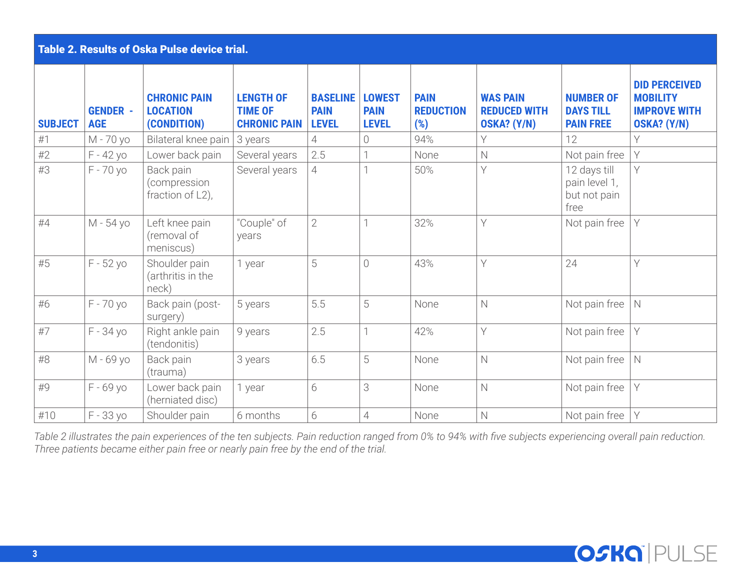**Table 2. Results of Oska Pulse device trial.**

| SUBJECT | GENDER - AGE | CHRONIC PAIN LOCATION (CONDITION) | LENGTH OF TIME OF CHRONIC PAIN | BASELINE PAIN LEVEL | LOWEST PAIN LEVEL | PAIN REDUCTION (%) | WAS PAIN REDUCED WITH OSKA? (Y/N) | NUMBER OF DAYS TILL PAIN FREE | DID PERCEIVED MOBILITY IMPROVE WITH OSKA? (Y/N) |
|---|---|---|---|---|---|---|---|---|---|
| #1 | M - 70 yo | Bilateral knee pain | 3 years | 4 | 0 | 94% | Y | 12 | Y |
| #2 | F - 42 yo | Lower back pain | Several years | 2.5 | 1 | None | N | Not pain free | Y |
| #3 | F - 70 yo | Back pain (compression fraction of L2), | Several years | 4 | 1 | 50% | Y | 12 days till pain level 1, but not pain free | Y |
| #4 | M - 54 yo | Left knee pain (removal of meniscus) | "Couple" of years | 2 | 1 | 32% | Y | Not pain free | Y |
| #5 | F - 52 yo | Shoulder pain (arthritis in the neck) | 1 year | 5 | 0 | 43% | Y | 24 | Y |
| #6 | F - 70 yo | Back pain (post-surgery) | 5 years | 5.5 | 5 | None | N | Not pain free | N |
| #7 | F - 34 yo | Right ankle pain (tendonitis) | 9 years | 2.5 | 1 | 42% | Y | Not pain free | Y |
| #8 | M - 69 yo | Back pain (trauma) | 3 years | 6.5 | 5 | None | N | Not pain free | N |
| #9 | F - 69 yo | Lower back pain (herniated disc) | 1 year | 6 | 3 | None | N | Not pain free | Y |
| #10 | F - 33 yo | Shoulder pain | 6 months | 6 | 4 | None | N | Not pain free | Y |

*Table 2 illustrates the pain experiences of the ten subjects. Pain reduction ranged from 0% to 94% with five subjects experiencing overall pain reduction. Three patients became either pain free or nearly pain free by the end of the trial.*